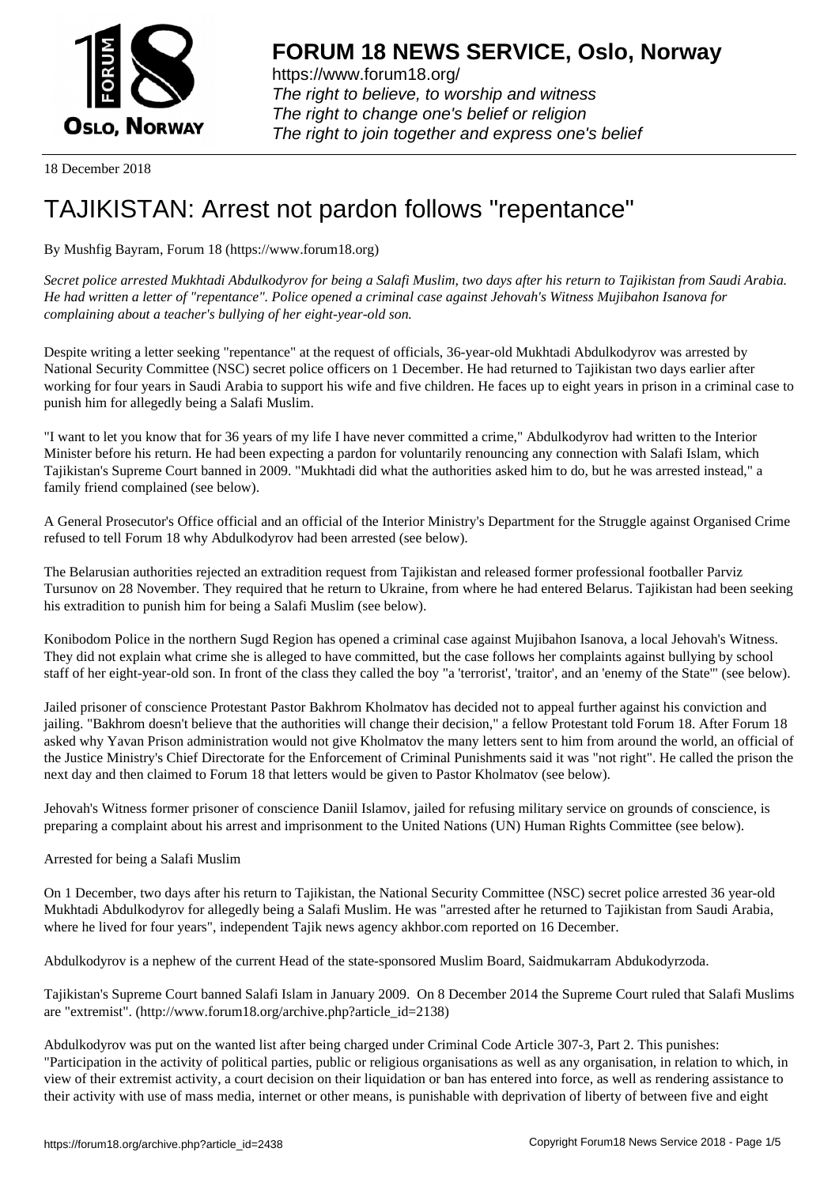**FORUM 18 NEWS SERVICE, Oslo, Norway**

https://www.forum18.org/
*The right to believe, to worship and witness*
*The right to change one's belief or religion*
*The right to join together and express one's belief*

18 December 2018

# TAJIKISTAN: Arrest not pardon follows "repentance"

By Mushfig Bayram, Forum 18 (https://www.forum18.org)

*Secret police arrested Mukhtadi Abdulkodyrov for being a Salafi Muslim, two days after his return to Tajikistan from Saudi Arabia. He had written a letter of "repentance". Police opened a criminal case against Jehovah's Witness Mujibahon Isanova for complaining about a teacher's bullying of her eight-year-old son.*

Despite writing a letter seeking "repentance" at the request of officials, 36-year-old Mukhtadi Abdulkodyrov was arrested by National Security Committee (NSC) secret police officers on 1 December. He had returned to Tajikistan two days earlier after working for four years in Saudi Arabia to support his wife and five children. He faces up to eight years in prison in a criminal case to punish him for allegedly being a Salafi Muslim.

"I want to let you know that for 36 years of my life I have never committed a crime," Abdulkodyrov had written to the Interior Minister before his return. He had been expecting a pardon for voluntarily renouncing any connection with Salafi Islam, which Tajikistan's Supreme Court banned in 2009. "Mukhtadi did what the authorities asked him to do, but he was arrested instead," a family friend complained (see below).

A General Prosecutor's Office official and an official of the Interior Ministry's Department for the Struggle against Organised Crime refused to tell Forum 18 why Abdulkodyrov had been arrested (see below).

The Belarusian authorities rejected an extradition request from Tajikistan and released former professional footballer Parviz Tursunov on 28 November. They required that he return to Ukraine, from where he had entered Belarus. Tajikistan had been seeking his extradition to punish him for being a Salafi Muslim (see below).

Konibodom Police in the northern Sugd Region has opened a criminal case against Mujibahon Isanova, a local Jehovah's Witness. They did not explain what crime she is alleged to have committed, but the case follows her complaints against bullying by school staff of her eight-year-old son. In front of the class they called the boy "a 'terrorist', 'traitor', and an 'enemy of the State'" (see below).

Jailed prisoner of conscience Protestant Pastor Bakhrom Kholmatov has decided not to appeal further against his conviction and jailing. "Bakhrom doesn't believe that the authorities will change their decision," a fellow Protestant told Forum 18. After Forum 18 asked why Yavan Prison administration would not give Kholmatov the many letters sent to him from around the world, an official of the Justice Ministry's Chief Directorate for the Enforcement of Criminal Punishments said it was "not right". He called the prison the next day and then claimed to Forum 18 that letters would be given to Pastor Kholmatov (see below).

Jehovah's Witness former prisoner of conscience Daniil Islamov, jailed for refusing military service on grounds of conscience, is preparing a complaint about his arrest and imprisonment to the United Nations (UN) Human Rights Committee (see below).

## Arrested for being a Salafi Muslim

On 1 December, two days after his return to Tajikistan, the National Security Committee (NSC) secret police arrested 36 year-old Mukhtadi Abdulkodyrov for allegedly being a Salafi Muslim. He was "arrested after he returned to Tajikistan from Saudi Arabia, where he lived for four years", independent Tajik news agency akhbor.com reported on 16 December.

Abdulkodyrov is a nephew of the current Head of the state-sponsored Muslim Board, Saidmukarram Abdukodyrzoda.

Tajikistan's Supreme Court banned Salafi Islam in January 2009. On 8 December 2014 the Supreme Court ruled that Salafi Muslims are "extremist". (http://www.forum18.org/archive.php?article_id=2138)

Abdulkodyrov was put on the wanted list after being charged under Criminal Code Article 307-3, Part 2. This punishes: "Participation in the activity of political parties, public or religious organisations as well as any organisation, in relation to which, in view of their extremist activity, a court decision on their liquidation or ban has entered into force, as well as rendering assistance to their activity with use of mass media, internet or other means, is punishable with deprivation of liberty of between five and eight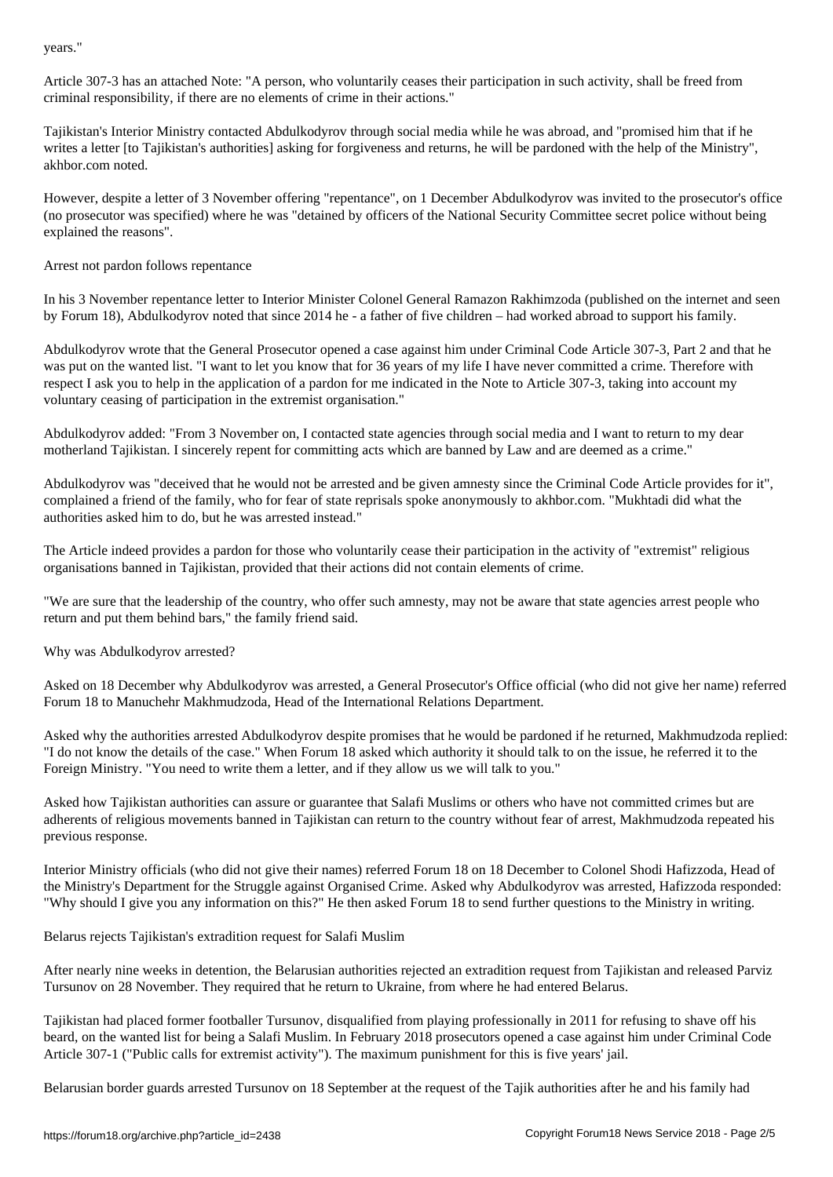years."

Article 307-3 has an attached Note: "A person, who voluntarily ceases their participation in such activity, shall be freed from criminal responsibility, if there are no elements of crime in their actions."

Tajikistan's Interior Ministry contacted Abdulkodyrov through social media while he was abroad, and "promised him that if he writes a letter [to Tajikistan's authorities] asking for forgiveness and returns, he will be pardoned with the help of the Ministry", akhbor.com noted.

However, despite a letter of 3 November offering "repentance", on 1 December Abdulkodyrov was invited to the prosecutor's office (no prosecutor was specified) where he was "detained by officers of the National Security Committee secret police without being explained the reasons".

## Arrest not pardon follows repentance

In his 3 November repentance letter to Interior Minister Colonel General Ramazon Rakhimzoda (published on the internet and seen by Forum 18), Abdulkodyrov noted that since 2014 he - a father of five children – had worked abroad to support his family.

Abdulkodyrov wrote that the General Prosecutor opened a case against him under Criminal Code Article 307-3, Part 2 and that he was put on the wanted list. "I want to let you know that for 36 years of my life I have never committed a crime. Therefore with respect I ask you to help in the application of a pardon for me indicated in the Note to Article 307-3, taking into account my voluntary ceasing of participation in the extremist organisation."

Abdulkodyrov added: "From 3 November on, I contacted state agencies through social media and I want to return to my dear motherland Tajikistan. I sincerely repent for committing acts which are banned by Law and are deemed as a crime."

Abdulkodyrov was "deceived that he would not be arrested and be given amnesty since the Criminal Code Article provides for it", complained a friend of the family, who for fear of state reprisals spoke anonymously to akhbor.com. "Mukhtadi did what the authorities asked him to do, but he was arrested instead."

The Article indeed provides a pardon for those who voluntarily cease their participation in the activity of "extremist" religious organisations banned in Tajikistan, provided that their actions did not contain elements of crime.

"We are sure that the leadership of the country, who offer such amnesty, may not be aware that state agencies arrest people who return and put them behind bars," the family friend said.

## Why was Abdulkodyrov arrested?

Asked on 18 December why Abdulkodyrov was arrested, a General Prosecutor's Office official (who did not give her name) referred Forum 18 to Manuchehr Makhmudzoda, Head of the International Relations Department.

Asked why the authorities arrested Abdulkodyrov despite promises that he would be pardoned if he returned, Makhmudzoda replied: "I do not know the details of the case." When Forum 18 asked which authority it should talk to on the issue, he referred it to the Foreign Ministry. "You need to write them a letter, and if they allow us we will talk to you."

Asked how Tajikistan authorities can assure or guarantee that Salafi Muslims or others who have not committed crimes but are adherents of religious movements banned in Tajikistan can return to the country without fear of arrest, Makhmudzoda repeated his previous response.

Interior Ministry officials (who did not give their names) referred Forum 18 on 18 December to Colonel Shodi Hafizzoda, Head of the Ministry's Department for the Struggle against Organised Crime. Asked why Abdulkodyrov was arrested, Hafizzoda responded: "Why should I give you any information on this?" He then asked Forum 18 to send further questions to the Ministry in writing.

## Belarus rejects Tajikistan's extradition request for Salafi Muslim

After nearly nine weeks in detention, the Belarusian authorities rejected an extradition request from Tajikistan and released Parviz Tursunov on 28 November. They required that he return to Ukraine, from where he had entered Belarus.

Tajikistan had placed former footballer Tursunov, disqualified from playing professionally in 2011 for refusing to shave off his beard, on the wanted list for being a Salafi Muslim. In February 2018 prosecutors opened a case against him under Criminal Code Article 307-1 ("Public calls for extremist activity"). The maximum punishment for this is five years' jail.

Belarusian border guards arrested Tursunov on 18 September at the request of the Tajik authorities after he and his family had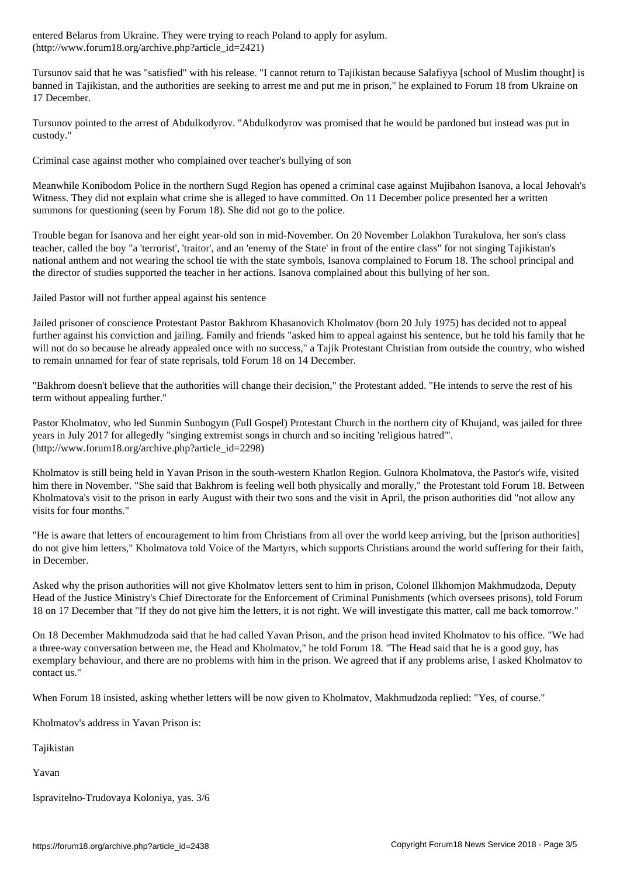entered Belarus from Ukraine. They were trying to reach Poland to apply for asylum. (http://www.forum18.org/archive.php?article_id=2421)

Tursunov said that he was "satisfied" with his release. "I cannot return to Tajikistan because Salafiyya [school of Muslim thought] is banned in Tajikistan, and the authorities are seeking to arrest me and put me in prison," he explained to Forum 18 from Ukraine on 17 December.

Tursunov pointed to the arrest of Abdulkodyrov. "Abdulkodyrov was promised that he would be pardoned but instead was put in custody."

Criminal case against mother who complained over teacher's bullying of son

Meanwhile Konibodom Police in the northern Sugd Region has opened a criminal case against Mujibahon Isanova, a local Jehovah's Witness. They did not explain what crime she is alleged to have committed. On 11 December police presented her a written summons for questioning (seen by Forum 18). She did not go to the police.

Trouble began for Isanova and her eight year-old son in mid-November. On 20 November Lolakhon Turakulova, her son's class teacher, called the boy "a 'terrorist', 'traitor', and an 'enemy of the State' in front of the entire class" for not singing Tajikistan's national anthem and not wearing the school tie with the state symbols, Isanova complained to Forum 18. The school principal and the director of studies supported the teacher in her actions. Isanova complained about this bullying of her son.

Jailed Pastor will not further appeal against his sentence

Jailed prisoner of conscience Protestant Pastor Bakhrom Khasanovich Kholmatov (born 20 July 1975) has decided not to appeal further against his conviction and jailing. Family and friends "asked him to appeal against his sentence, but he told his family that he will not do so because he already appealed once with no success," a Tajik Protestant Christian from outside the country, who wished to remain unnamed for fear of state reprisals, told Forum 18 on 14 December.

"Bakhrom doesn't believe that the authorities will change their decision," the Protestant added. "He intends to serve the rest of his term without appealing further."

Pastor Kholmatov, who led Sunmin Sunbogym (Full Gospel) Protestant Church in the northern city of Khujand, was jailed for three years in July 2017 for allegedly "singing extremist songs in church and so inciting 'religious hatred'". (http://www.forum18.org/archive.php?article_id=2298)

Kholmatov is still being held in Yavan Prison in the south-western Khatlon Region. Gulnora Kholmatova, the Pastor's wife, visited him there in November. "She said that Bakhrom is feeling well both physically and morally," the Protestant told Forum 18. Between Kholmatova's visit to the prison in early August with their two sons and the visit in April, the prison authorities did "not allow any visits for four months."

"He is aware that letters of encouragement to him from Christians from all over the world keep arriving, but the [prison authorities] do not give him letters," Kholmatova told Voice of the Martyrs, which supports Christians around the world suffering for their faith, in December.

Asked why the prison authorities will not give Kholmatov letters sent to him in prison, Colonel Ilkhomjon Makhmudzoda, Deputy Head of the Justice Ministry's Chief Directorate for the Enforcement of Criminal Punishments (which oversees prisons), told Forum 18 on 17 December that "If they do not give him the letters, it is not right. We will investigate this matter, call me back tomorrow."

On 18 December Makhmudzoda said that he had called Yavan Prison, and the prison head invited Kholmatov to his office. "We had a three-way conversation between me, the Head and Kholmatov," he told Forum 18. "The Head said that he is a good guy, has exemplary behaviour, and there are no problems with him in the prison. We agreed that if any problems arise, I asked Kholmatov to contact us."

When Forum 18 insisted, asking whether letters will be now given to Kholmatov, Makhmudzoda replied: "Yes, of course."

Kholmatov's address in Yavan Prison is:

Tajikistan

Yavan

Ispravitelno-Trudovaya Koloniya, yas. 3/6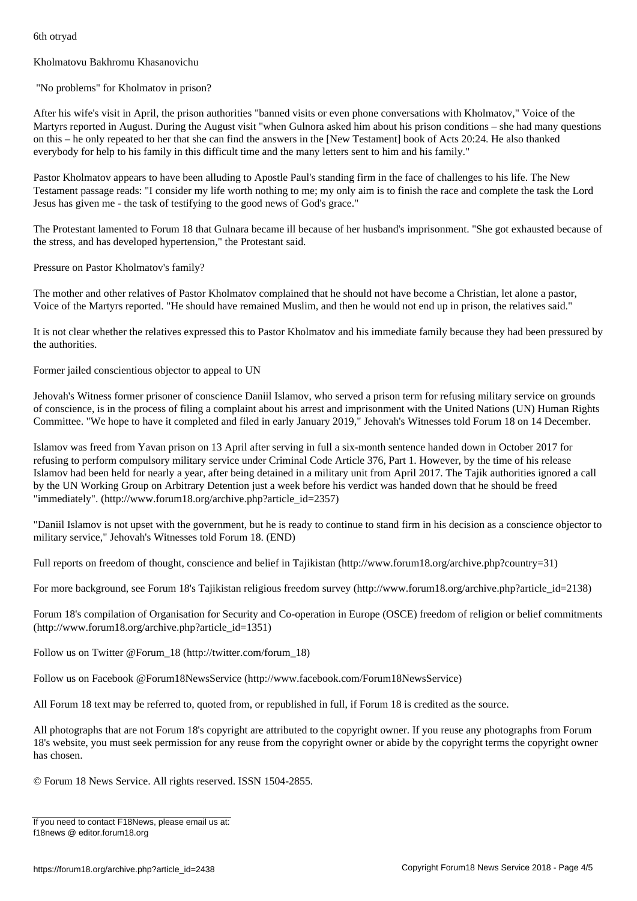6th otryad

Kholmatovu Bakhromu Khasanovichu

"No problems" for Kholmatov in prison?

After his wife's visit in April, the prison authorities "banned visits or even phone conversations with Kholmatov," Voice of the Martyrs reported in August. During the August visit "when Gulnora asked him about his prison conditions – she had many questions on this – he only repeated to her that she can find the answers in the [New Testament] book of Acts 20:24. He also thanked everybody for help to his family in this difficult time and the many letters sent to him and his family."

Pastor Kholmatov appears to have been alluding to Apostle Paul's standing firm in the face of challenges to his life. The New Testament passage reads: "I consider my life worth nothing to me; my only aim is to finish the race and complete the task the Lord Jesus has given me - the task of testifying to the good news of God's grace."

The Protestant lamented to Forum 18 that Gulnara became ill because of her husband's imprisonment. "She got exhausted because of the stress, and has developed hypertension," the Protestant said.

Pressure on Pastor Kholmatov's family?

The mother and other relatives of Pastor Kholmatov complained that he should not have become a Christian, let alone a pastor, Voice of the Martyrs reported. "He should have remained Muslim, and then he would not end up in prison, the relatives said."

It is not clear whether the relatives expressed this to Pastor Kholmatov and his immediate family because they had been pressured by the authorities.

Former jailed conscientious objector to appeal to UN

Jehovah's Witness former prisoner of conscience Daniil Islamov, who served a prison term for refusing military service on grounds of conscience, is in the process of filing a complaint about his arrest and imprisonment with the United Nations (UN) Human Rights Committee. "We hope to have it completed and filed in early January 2019," Jehovah's Witnesses told Forum 18 on 14 December.

Islamov was freed from Yavan prison on 13 April after serving in full a six-month sentence handed down in October 2017 for refusing to perform compulsory military service under Criminal Code Article 376, Part 1. However, by the time of his release Islamov had been held for nearly a year, after being detained in a military unit from April 2017. The Tajik authorities ignored a call by the UN Working Group on Arbitrary Detention just a week before his verdict was handed down that he should be freed "immediately". (http://www.forum18.org/archive.php?article_id=2357)

"Daniil Islamov is not upset with the government, but he is ready to continue to stand firm in his decision as a conscience objector to military service," Jehovah's Witnesses told Forum 18. (END)

Full reports on freedom of thought, conscience and belief in Tajikistan (http://www.forum18.org/archive.php?country=31)

For more background, see Forum 18's Tajikistan religious freedom survey (http://www.forum18.org/archive.php?article_id=2138)

Forum 18's compilation of Organisation for Security and Co-operation in Europe (OSCE) freedom of religion or belief commitments (http://www.forum18.org/archive.php?article_id=1351)

Follow us on Twitter @Forum_18 (http://twitter.com/forum_18)

Follow us on Facebook @Forum18NewsService (http://www.facebook.com/Forum18NewsService)

All Forum 18 text may be referred to, quoted from, or republished in full, if Forum 18 is credited as the source.

All photographs that are not Forum 18's copyright are attributed to the copyright owner. If you reuse any photographs from Forum 18's website, you must seek permission for any reuse from the copyright owner or abide by the copyright terms the copyright owner has chosen.

© Forum 18 News Service. All rights reserved. ISSN 1504-2855.

If you need to contact F18News, please email us at:
f18news @ editor.forum18.org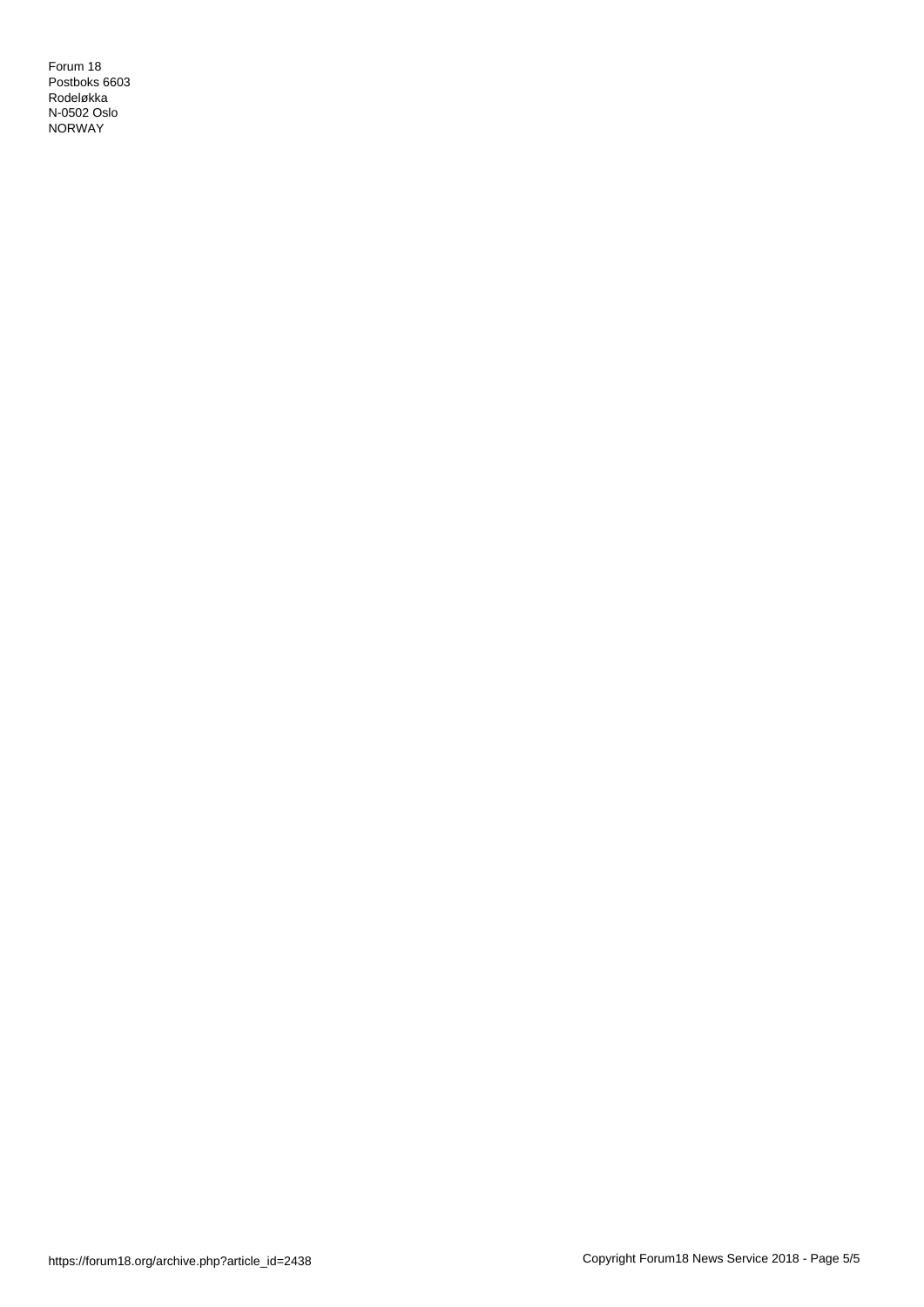Forum 18
Postboks 6603
Rodeløkka
N-0502 Oslo
NORWAY